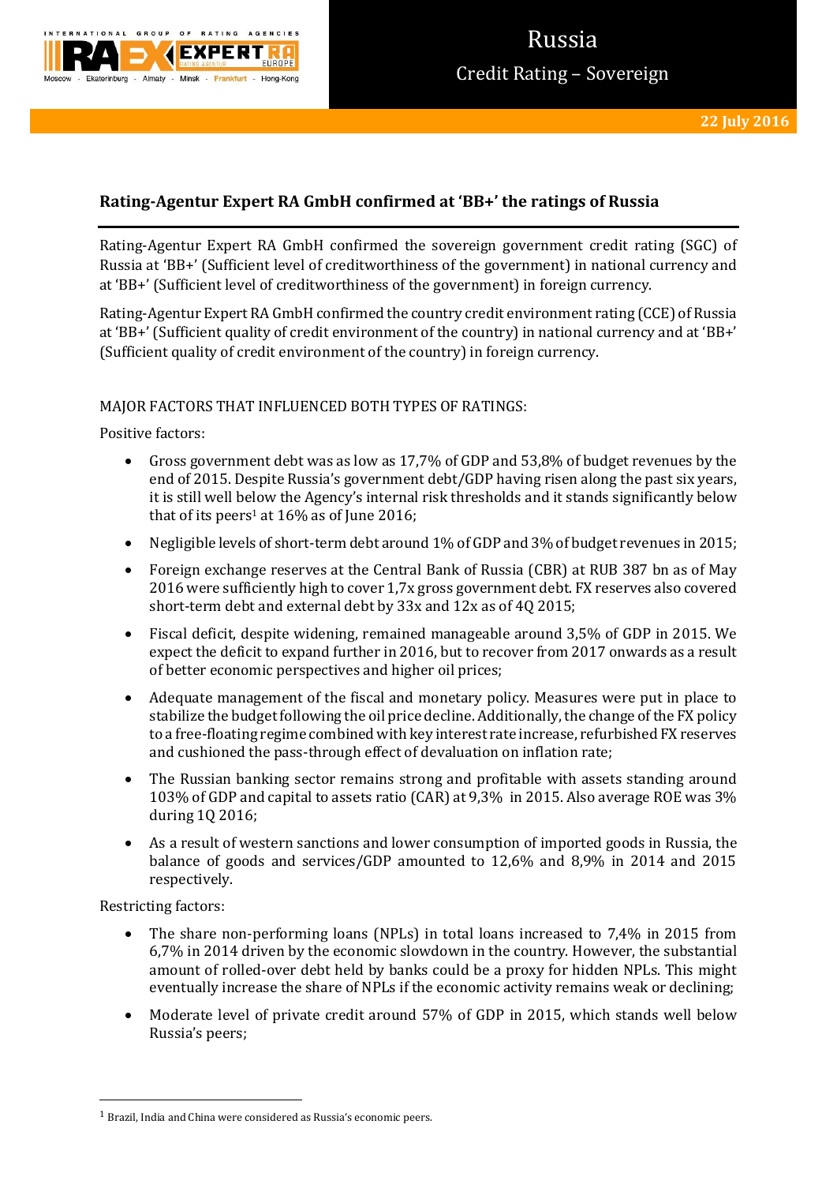Russia

Credit Rating – Sovereign

22 July 2016

## Rating-Agentur Expert RA GmbH confirmed at 'BB+' the ratings of Russia

Rating-Agentur Expert RA GmbH confirmed the sovereign government credit rating (SGC) of Russia at 'BB+' (Sufficient level of creditworthiness of the government) in national currency and at 'BB+' (Sufficient level of creditworthiness of the government) in foreign currency.

Rating-Agentur Expert RA GmbH confirmed the country credit environment rating (CCE) of Russia at 'BB+' (Sufficient quality of credit environment of the country) in national currency and at 'BB+' (Sufficient quality of credit environment of the country) in foreign currency.

MAJOR FACTORS THAT INFLUENCED BOTH TYPES OF RATINGS:

Positive factors:

- Gross government debt was as low as 17,7% of GDP and 53,8% of budget revenues by the end of 2015. Despite Russia's government debt/GDP having risen along the past six years, it is still well below the Agency's internal risk thresholds and it stands significantly below that of its peers[1] at 16% as of June 2016;
- Negligible levels of short-term debt around 1% of GDP and 3% of budget revenues in 2015;
- Foreign exchange reserves at the Central Bank of Russia (CBR) at RUB 387 bn as of May 2016 were sufficiently high to cover 1,7x gross government debt. FX reserves also covered short-term debt and external debt by 33x and 12x as of 4Q 2015;
- Fiscal deficit, despite widening, remained manageable around 3,5% of GDP in 2015. We expect the deficit to expand further in 2016, but to recover from 2017 onwards as a result of better economic perspectives and higher oil prices;
- Adequate management of the fiscal and monetary policy. Measures were put in place to stabilize the budget following the oil price decline. Additionally, the change of the FX policy to a free-floating regime combined with key interest rate increase, refurbished FX reserves and cushioned the pass-through effect of devaluation on inflation rate;
- The Russian banking sector remains strong and profitable with assets standing around 103% of GDP and capital to assets ratio (CAR) at 9,3% in 2015. Also average ROE was 3% during 1Q 2016;
- As a result of western sanctions and lower consumption of imported goods in Russia, the balance of goods and services/GDP amounted to 12,6% and 8,9% in 2014 and 2015 respectively.

Restricting factors:

- The share non-performing loans (NPLs) in total loans increased to 7,4% in 2015 from 6,7% in 2014 driven by the economic slowdown in the country. However, the substantial amount of rolled-over debt held by banks could be a proxy for hidden NPLs. This might eventually increase the share of NPLs if the economic activity remains weak or declining;
- Moderate level of private credit around 57% of GDP in 2015, which stands well below Russia's peers;

[1] Brazil, India and China were considered as Russia's economic peers.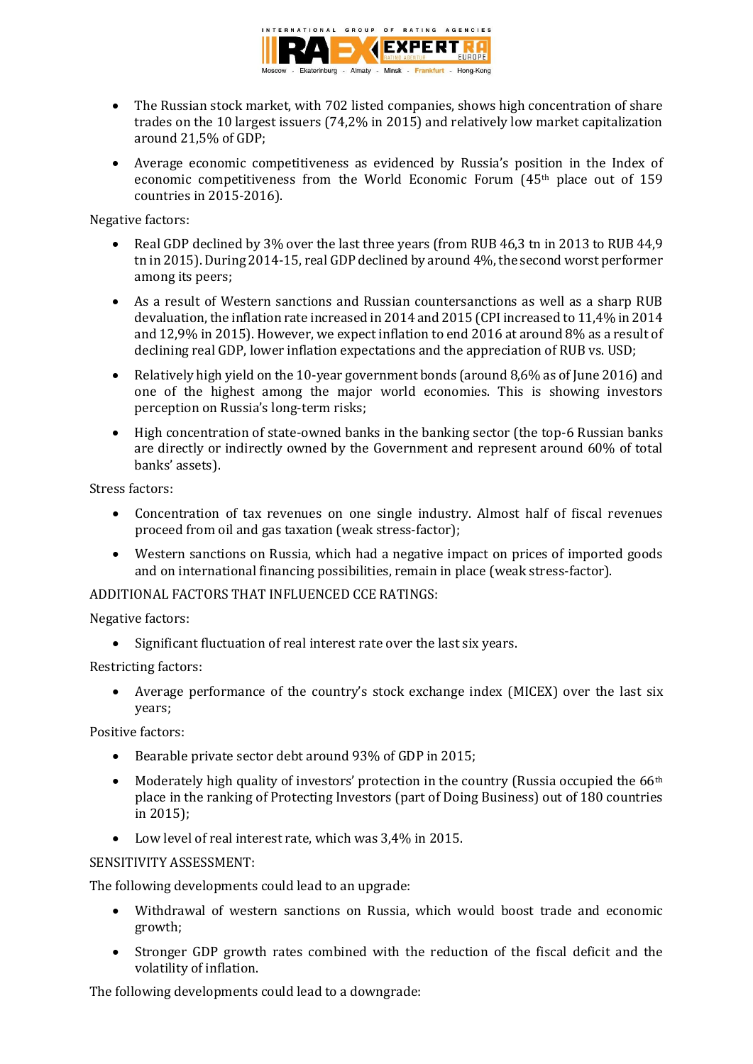- The Russian stock market, with 702 listed companies, shows high concentration of share trades on the 10 largest issuers (74,2% in 2015) and relatively low market capitalization around 21,5% of GDP;
- Average economic competitiveness as evidenced by Russia's position in the Index of economic competitiveness from the World Economic Forum (45th place out of 159 countries in 2015-2016).

Negative factors:

- Real GDP declined by 3% over the last three years (from RUB 46,3 tn in 2013 to RUB 44,9 tn in 2015). During 2014-15, real GDP declined by around 4%, the second worst performer among its peers;
- As a result of Western sanctions and Russian countersanctions as well as a sharp RUB devaluation, the inflation rate increased in 2014 and 2015 (CPI increased to 11,4% in 2014 and 12,9% in 2015). However, we expect inflation to end 2016 at around 8% as a result of declining real GDP, lower inflation expectations and the appreciation of RUB vs. USD;
- Relatively high yield on the 10-year government bonds (around 8,6% as of June 2016) and one of the highest among the major world economies. This is showing investors perception on Russia's long-term risks;
- High concentration of state-owned banks in the banking sector (the top-6 Russian banks are directly or indirectly owned by the Government and represent around 60% of total banks' assets).

Stress factors:

- Concentration of tax revenues on one single industry. Almost half of fiscal revenues proceed from oil and gas taxation (weak stress-factor);
- Western sanctions on Russia, which had a negative impact on prices of imported goods and on international financing possibilities, remain in place (weak stress-factor).

ADDITIONAL FACTORS THAT INFLUENCED CCE RATINGS:

Negative factors:

- Significant fluctuation of real interest rate over the last six years.

Restricting factors:

- Average performance of the country's stock exchange index (MICEX) over the last six years;

Positive factors:

- Bearable private sector debt around 93% of GDP in 2015;
- Moderately high quality of investors' protection in the country (Russia occupied the 66th place in the ranking of Protecting Investors (part of Doing Business) out of 180 countries in 2015);
- Low level of real interest rate, which was 3,4% in 2015.

SENSITIVITY ASSESSMENT:

The following developments could lead to an upgrade:

- Withdrawal of western sanctions on Russia, which would boost trade and economic growth;
- Stronger GDP growth rates combined with the reduction of the fiscal deficit and the volatility of inflation.

The following developments could lead to a downgrade: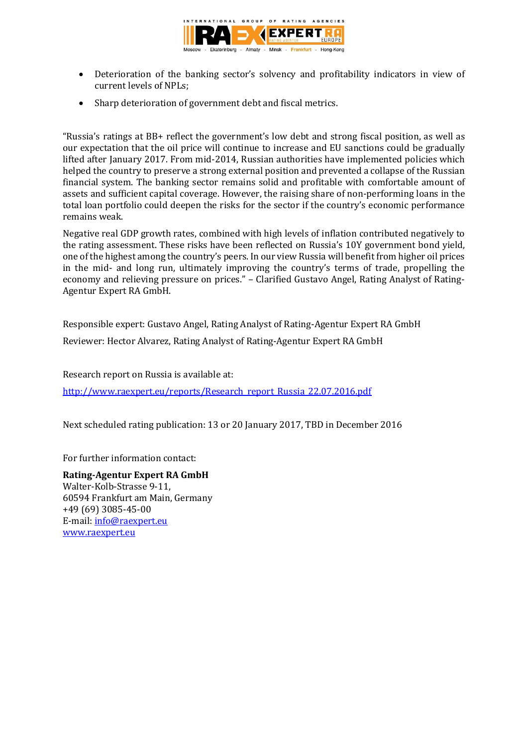- Deterioration of the banking sector's solvency and profitability indicators in view of current levels of NPLs;
- Sharp deterioration of government debt and fiscal metrics.

"Russia's ratings at BB+ reflect the government's low debt and strong fiscal position, as well as our expectation that the oil price will continue to increase and EU sanctions could be gradually lifted after January 2017. From mid-2014, Russian authorities have implemented policies which helped the country to preserve a strong external position and prevented a collapse of the Russian financial system. The banking sector remains solid and profitable with comfortable amount of assets and sufficient capital coverage. However, the raising share of non-performing loans in the total loan portfolio could deepen the risks for the sector if the country's economic performance remains weak.

Negative real GDP growth rates, combined with high levels of inflation contributed negatively to the rating assessment. These risks have been reflected on Russia's 10Y government bond yield, one of the highest among the country's peers. In our view Russia will benefit from higher oil prices in the mid- and long run, ultimately improving the country's terms of trade, propelling the economy and relieving pressure on prices." – Clarified Gustavo Angel, Rating Analyst of Rating-Agentur Expert RA GmbH.

Responsible expert: Gustavo Angel, Rating Analyst of Rating-Agentur Expert RA GmbH

Reviewer: Hector Alvarez, Rating Analyst of Rating-Agentur Expert RA GmbH

Research report on Russia is available at:

http://www.raexpert.eu/reports/Research_report_Russia_22.07.2016.pdf

Next scheduled rating publication: 13 or 20 January 2017, TBD in December 2016

For further information contact:

**Rating-Agentur Expert RA GmbH**
Walter-Kolb-Strasse 9-11,
60594 Frankfurt am Main, Germany
+49 (69) 3085-45-00
E-mail: info@raexpert.eu
www.raexpert.eu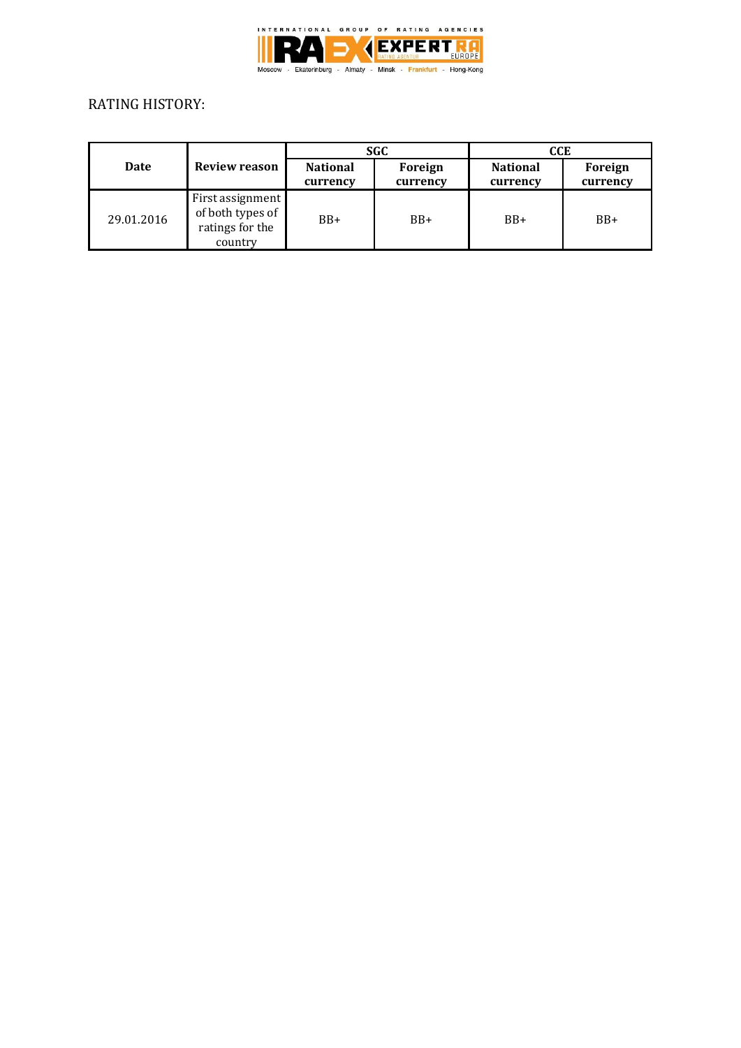RATING HISTORY:

| Date | Review reason | SGC | | CCE | |
|---|---|---|---|---|---|
| | | National currency | Foreign currency | National currency | Foreign currency |
| 29.01.2016 | First assignment of both types of ratings for the country | BB+ | BB+ | BB+ | BB+ |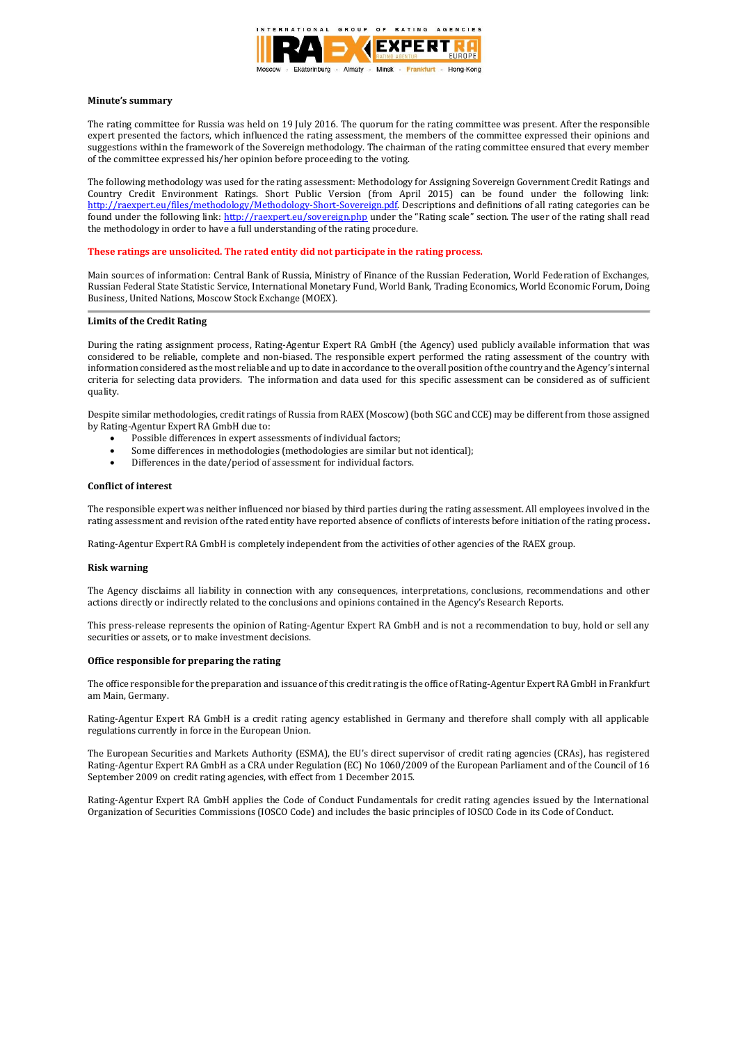**Minute's summary**

The rating committee for Russia was held on 19 July 2016. The quorum for the rating committee was present. After the responsible expert presented the factors, which influenced the rating assessment, the members of the committee expressed their opinions and suggestions within the framework of the Sovereign methodology. The chairman of the rating committee ensured that every member of the committee expressed his/her opinion before proceeding to the voting.

The following methodology was used for the rating assessment: Methodology for Assigning Sovereign Government Credit Ratings and Country Credit Environment Ratings. Short Public Version (from April 2015) can be found under the following link: [http://raexpert.eu/files/methodology/Methodology-Short-Sovereign.pdf](http://raexpert.eu/files/methodology/Methodology-Short-Sovereign.pdf). Descriptions and definitions of all rating categories can be found under the following link: [http://raexpert.eu/sovereign.php](http://raexpert.eu/sovereign.php) under the "Rating scale" section. The user of the rating shall read the methodology in order to have a full understanding of the rating procedure.

**These ratings are unsolicited. The rated entity did not participate in the rating process.**

Main sources of information: Central Bank of Russia, Ministry of Finance of the Russian Federation, World Federation of Exchanges, Russian Federal State Statistic Service, International Monetary Fund, World Bank, Trading Economics, World Economic Forum, Doing Business, United Nations, Moscow Stock Exchange (MOEX).

---

**Limits of the Credit Rating**

During the rating assignment process, Rating-Agentur Expert RA GmbH (the Agency) used publicly available information that was considered to be reliable, complete and non-biased. The responsible expert performed the rating assessment of the country with information considered as the most reliable and up to date in accordance to the overall position of the country and the Agency's internal criteria for selecting data providers. The information and data used for this specific assessment can be considered as of sufficient quality.

Despite similar methodologies, credit ratings of Russia from RAEX (Moscow) (both SGC and CCE) may be different from those assigned by Rating-Agentur Expert RA GmbH due to:

- Possible differences in expert assessments of individual factors;
- Some differences in methodologies (methodologies are similar but not identical);
- Differences in the date/period of assessment for individual factors.

**Conflict of interest**

The responsible expert was neither influenced nor biased by third parties during the rating assessment. All employees involved in the rating assessment and revision of the rated entity have reported absence of conflicts of interests before initiation of the rating process.

Rating-Agentur Expert RA GmbH is completely independent from the activities of other agencies of the RAEX group.

**Risk warning**

The Agency disclaims all liability in connection with any consequences, interpretations, conclusions, recommendations and other actions directly or indirectly related to the conclusions and opinions contained in the Agency's Research Reports.

This press-release represents the opinion of Rating-Agentur Expert RA GmbH and is not a recommendation to buy, hold or sell any securities or assets, or to make investment decisions.

**Office responsible for preparing the rating**

The office responsible for the preparation and issuance of this credit rating is the office of Rating-Agentur Expert RA GmbH in Frankfurt am Main, Germany.

Rating-Agentur Expert RA GmbH is a credit rating agency established in Germany and therefore shall comply with all applicable regulations currently in force in the European Union.

The European Securities and Markets Authority (ESMA), the EU's direct supervisor of credit rating agencies (CRAs), has registered Rating-Agentur Expert RA GmbH as a CRA under Regulation (EC) No 1060/2009 of the European Parliament and of the Council of 16 September 2009 on credit rating agencies, with effect from 1 December 2015.

Rating-Agentur Expert RA GmbH applies the Code of Conduct Fundamentals for credit rating agencies issued by the International Organization of Securities Commissions (IOSCO Code) and includes the basic principles of IOSCO Code in its Code of Conduct.